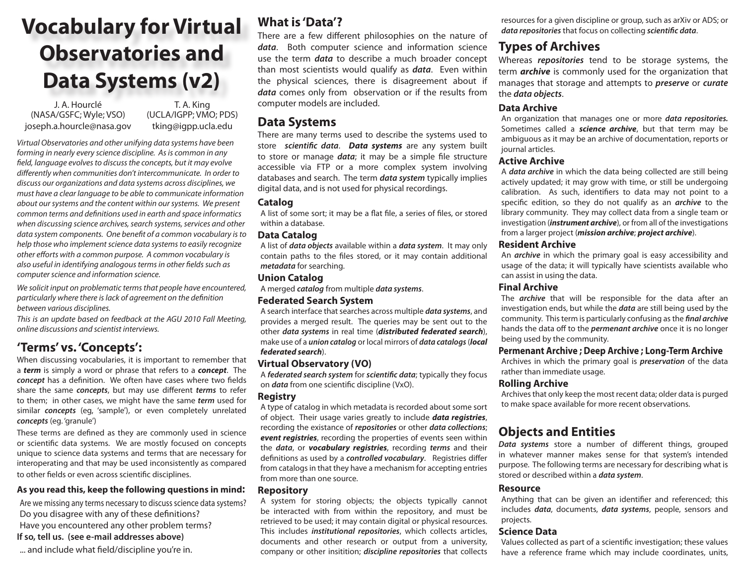# Vocabulary for Virtual Observatories and Data Systems (v2)

J. A. Hourclé
(NASA/GSFC; Wyle; VSO)
joseph.a.hourcle@nasa.gov

T. A. King
(UCLA/IGPP; VMO; PDS)
tking@igpp.ucla.edu

*Virtual Observatories and other unifying data systems have been forming in nearly every science discipline. As is common in any field, language evolves to discuss the concepts, but it may evolve differently when communities don't intercommunicate. In order to discuss our organizations and data systems across disciplines, we must have a clear language to be able to communicate information about our systems and the content within our systems. We present common terms and definitions used in earth and space informatics when discussing science archives, search systems, services and other data system components. One benefit of a common vocabulary is to help those who implement science data systems to easily recognize other efforts with a common purpose. A common vocabulary is also useful in identifying analogous terms in other fields such as computer science and information science.*

*We solicit input on problematic terms that people have encountered, particularly where there is lack of agreement on the definition between various disciplines.*

*This is an update based on feedback at the AGU 2010 Fall Meeting, online discussions and scientist interviews.*

## 'Terms' vs. 'Concepts':

When discussing vocabularies, it is important to remember that a ***term*** is simply a word or phrase that refers to a ***concept***. The ***concept*** has a definition. We often have cases where two fields share the same ***concepts***, but may use different ***terms*** to refer to them; in other cases, we might have the same ***term*** used for similar ***concepts*** (eg, 'sample'), or even completely unrelated ***concepts*** (eg. 'granule')

These terms are defined as they are commonly used in science or scientific data systems. We are mostly focused on concepts unique to science data systems and terms that are necessary for interoperating and that may be used inconsistently as compared to other fields or even across scientific disciplines.

**As you read this, keep the following questions in mind:**

Are we missing any terms necessary to discuss science data systems?
Do you disagree with any of these definitions?
Have you encountered any other problem terms?
**If so, tell us. (see e-mail addresses above)**
... and include what field/discipline you're in.

## What is 'Data'?

There are a few different philosophies on the nature of ***data***. Both computer science and information science use the term ***data*** to describe a much broader concept than most scientists would qualify as ***data***. Even within the physical sciences, there is disagreement about if ***data*** comes only from observation or if the results from computer models are included.

## Data Systems

There are many terms used to describe the systems used to store ***scientific data***. ***Data systems*** are any system built to store or manage ***data***; it may be a simple file structure accessible via FTP or a more complex system involving databases and search. The term ***data system*** typically implies digital data, and is not used for physical recordings.

### Catalog

A list of some sort; it may be a flat file, a series of files, or stored within a database.

### Data Catalog

A list of ***data objects*** available within a ***data system***. It may only contain paths to the files stored, or it may contain additional ***metadata*** for searching.

### Union Catalog

A merged ***catalog*** from multiple ***data systems***.

### Federated Search System

A search interface that searches across multiple ***data systems***, and provides a merged result. The queries may be sent out to the other ***data systems*** in real time (***distributed federated search***), make use of a ***union catalog*** or local mirrors of ***data catalogs*** (***local federated search***).

### Virtual Observatory (VO)

A ***federated search system*** for ***scientific data***; typically they focus on ***data*** from one scientific discipline (VxO).

### Registry

A type of catalog in which metadata is recorded about some sort of object. Their usage varies greatly to include ***data registries***, recording the existance of ***repositories*** or other ***data collections***; ***event registries***, recording the properties of events seen within the ***data***, or ***vocabulary registries***, recording ***terms*** and their definitions as used by a ***controlled vocabulary***. Registries differ from catalogs in that they have a mechanism for accepting entries from more than one source.

### Repository

A system for storing objects; the objects typically cannot be interacted with from within the repository, and must be retrieved to be used; it may contain digital or physical resources. This includes ***institutional repositories***, which collects articles, documents and other research or output from a university, company or other insitition; ***discipline repositories*** that collects resources for a given discipline or group, such as arXiv or ADS; or ***data repositories*** that focus on collecting ***scientific data***.

## Types of Archives

Whereas ***repositories*** tend to be storage systems, the term ***archive*** is commonly used for the organization that manages that storage and attempts to ***preserve*** or ***curate*** the ***data objects***.

### Data Archive

An organization that manages one or more ***data repositories.*** Sometimes called a ***science archive***, but that term may be ambiguous as it may be an archive of documentation, reports or journal articles.

### Active Archive

A ***data archive*** in which the data being collected are still being actively updated; it may grow with time, or still be undergoing calibration. As such, identifiers to data may not point to a specific edition, so they do not qualify as an ***archive*** to the library community. They may collect data from a single team or investigation (***instrument archive***), or from all of the investigations from a larger project (***mission archive***; ***project archive***).

### Resident Archive

An ***archive*** in which the primary goal is easy accessibility and usage of the data; it will typically have scientists available who can assist in using the data.

### Final Archive

The ***archive*** that will be responsible for the data after an investigation ends, but while the ***data*** are still being used by the community. This term is particularly confusing as the ***final archive*** hands the data off to the ***permenant archive*** once it is no longer being used by the community.

### Permenant Archive ; Deep Archive ; Long-Term Archive

Archives in which the primary goal is ***preservation*** of the data rather than immediate usage.

### Rolling Archive

Archives that only keep the most recent data; older data is purged to make space available for more recent observations.

## Objects and Entities

***Data systems*** store a number of different things, grouped in whatever manner makes sense for that system's intended purpose. The following terms are necessary for describing what is stored or described within a ***data system***.

### Resource

Anything that can be given an identifier and referenced; this includes ***data***, documents, ***data systems***, people, sensors and projects.

### Science Data

Values collected as part of a scientific investigation; these values have a reference frame which may include coordinates, units,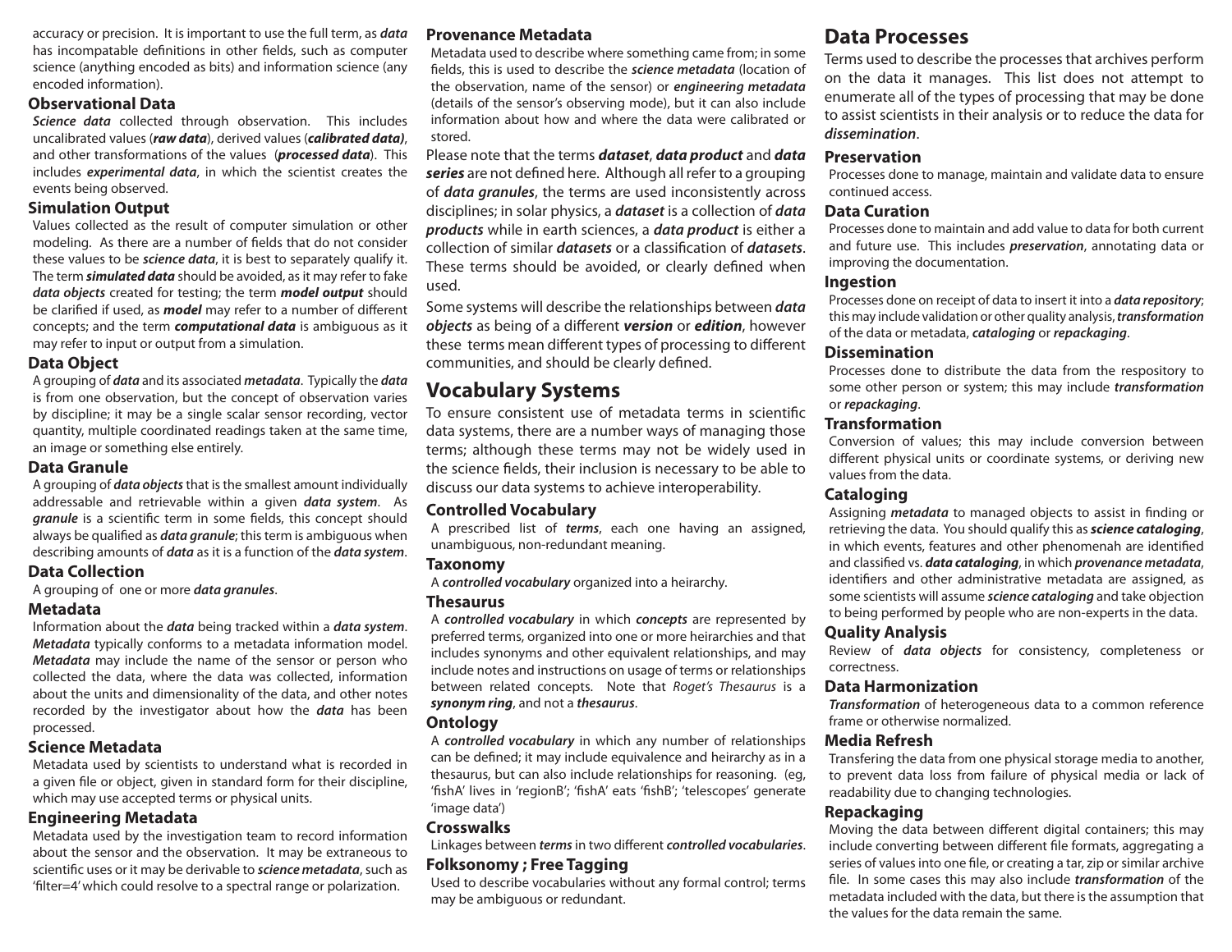accuracy or precision. It is important to use the full term, as ***data*** has incompatable definitions in other fields, such as computer science (anything encoded as bits) and information science (any encoded information).

### Observational Data

***Science data*** collected through observation. This includes uncalibrated values (***raw data***), derived values (***calibrated data)***, and other transformations of the values (***processed data***). This includes ***experimental data***, in which the scientist creates the events being observed.

### Simulation Output

Values collected as the result of computer simulation or other modeling. As there are a number of fields that do not consider these values to be ***science data***, it is best to separately qualify it. The term ***simulated data*** should be avoided, as it may refer to fake ***data objects*** created for testing; the term ***model output*** should be clarified if used, as ***model*** may refer to a number of different concepts; and the term ***computational data*** is ambiguous as it may refer to input or output from a simulation.

### Data Object

A grouping of ***data*** and its associated ***metadata***. Typically the ***data*** is from one observation, but the concept of observation varies by discipline; it may be a single scalar sensor recording, vector quantity, multiple coordinated readings taken at the same time, an image or something else entirely.

### Data Granule

A grouping of ***data objects*** that is the smallest amount individually addressable and retrievable within a given ***data system***. As ***granule*** is a scientific term in some fields, this concept should always be qualified as ***data granule***; this term is ambiguous when describing amounts of ***data*** as it is a function of the ***data system***.

### Data Collection

A grouping of one or more ***data granules***.

### Metadata

Information about the ***data*** being tracked within a ***data system***. ***Metadata*** typically conforms to a metadata information model. ***Metadata*** may include the name of the sensor or person who collected the data, where the data was collected, information about the units and dimensionality of the data, and other notes recorded by the investigator about how the ***data*** has been processed.

### Science Metadata

Metadata used by scientists to understand what is recorded in a given file or object, given in standard form for their discipline, which may use accepted terms or physical units.

### Engineering Metadata

Metadata used by the investigation team to record information about the sensor and the observation. It may be extraneous to scientific uses or it may be derivable to ***science metadata***, such as 'filter=4' which could resolve to a spectral range or polarization.

### Provenance Metadata

Metadata used to describe where something came from; in some fields, this is used to describe the ***science metadata*** (location of the observation, name of the sensor) or ***engineering metadata*** (details of the sensor's observing mode), but it can also include information about how and where the data were calibrated or stored.

Please note that the terms ***dataset***, ***data product*** and ***data series*** are not defined here. Although all refer to a grouping of ***data granules***, the terms are used inconsistently across disciplines; in solar physics, a ***dataset*** is a collection of ***data products*** while in earth sciences, a ***data product*** is either a collection of similar ***datasets*** or a classification of ***datasets***. These terms should be avoided, or clearly defined when used.

Some systems will describe the relationships between ***data objects*** as being of a different ***version*** or ***edition***, however these terms mean different types of processing to different communities, and should be clearly defined.

## Vocabulary Systems

To ensure consistent use of metadata terms in scientific data systems, there are a number ways of managing those terms; although these terms may not be widely used in the science fields, their inclusion is necessary to be able to discuss our data systems to achieve interoperability.

### Controlled Vocabulary

A prescribed list of ***terms***, each one having an assigned, unambiguous, non-redundant meaning.

### Taxonomy

A ***controlled vocabulary*** organized into a heirarchy.

### Thesaurus

A ***controlled vocabulary*** in which ***concepts*** are represented by preferred terms, organized into one or more heirarchies and that includes synonyms and other equivalent relationships, and may include notes and instructions on usage of terms or relationships between related concepts. Note that *Roget's Thesaurus* is a ***synonym ring***, and not a ***thesaurus***.

### Ontology

A ***controlled vocabulary*** in which any number of relationships can be defined; it may include equivalence and heirarchy as in a thesaurus, but can also include relationships for reasoning. (eg, 'fishA' lives in 'regionB'; 'fishA' eats 'fishB'; 'telescopes' generate 'image data')

### Crosswalks

Linkages between ***terms*** in two different ***controlled vocabularies***.

### Folksonomy ; Free Tagging

Used to describe vocabularies without any formal control; terms may be ambiguous or redundant.

## Data Processes

Terms used to describe the processes that archives perform on the data it manages. This list does not attempt to enumerate all of the types of processing that may be done to assist scientists in their analysis or to reduce the data for ***dissemination***.

### Preservation

Processes done to manage, maintain and validate data to ensure continued access.

### Data Curation

Processes done to maintain and add value to data for both current and future use. This includes ***preservation***, annotating data or improving the documentation.

### Ingestion

Processes done on receipt of data to insert it into a ***data repository***; this may include validation or other quality analysis, ***transformation*** of the data or metadata, ***cataloging*** or ***repackaging***.

### Dissemination

Processes done to distribute the data from the respository to some other person or system; this may include ***transformation*** or ***repackaging***.

### Transformation

Conversion of values; this may include conversion between different physical units or coordinate systems, or deriving new values from the data.

### Cataloging

Assigning ***metadata*** to managed objects to assist in finding or retrieving the data. You should qualify this as ***science cataloging***, in which events, features and other phenomenah are identified and classified vs. ***data cataloging***, in which ***provenance metadata***, identifiers and other administrative metadata are assigned, as some scientists will assume ***science cataloging*** and take objection to being performed by people who are non-experts in the data.

### Quality Analysis

Review of ***data objects*** for consistency, completeness or correctness.

### Data Harmonization

***Transformation*** of heterogeneous data to a common reference frame or otherwise normalized.

### Media Refresh

Transfering the data from one physical storage media to another, to prevent data loss from failure of physical media or lack of readability due to changing technologies.

### Repackaging

Moving the data between different digital containers; this may include converting between different file formats, aggregating a series of values into one file, or creating a tar, zip or similar archive file. In some cases this may also include ***transformation*** of the metadata included with the data, but there is the assumption that the values for the data remain the same.